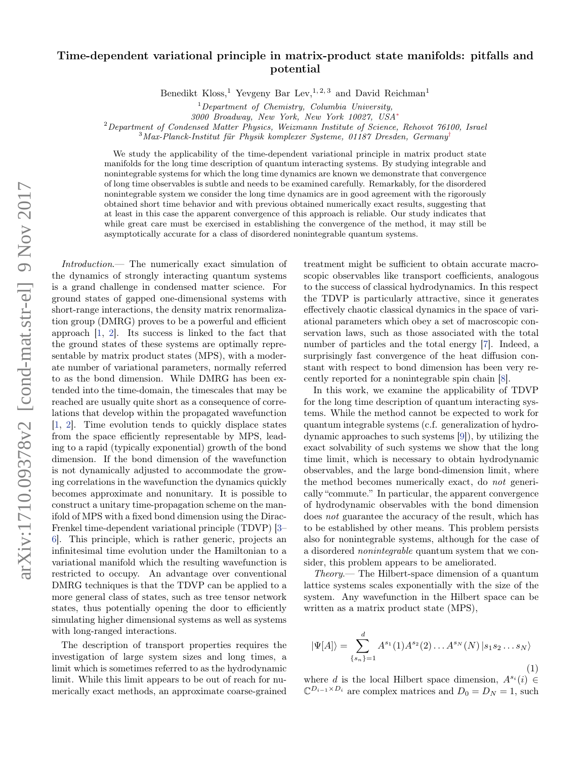# Time-dependent variational principle in matrix-product state manifolds: pitfalls and potential

Benedikt Kloss,[1] Yevgeny Bar Lev,[1,2,3] and David Reichman[1]

[1] *Department of Chemistry, Columbia University, 3000 Broadway, New York, New York 10027, USA*[*]

[2] *Department of Condensed Matter Physics, Weizmann Institute of Science, Rehovot 76100, Israel*

[3] *Max-Planck-Institut für Physik komplexer Systeme, 01187 Dresden, Germany*[†]

We study the applicability of the time-dependent variational principle in matrix product state manifolds for the long time description of quantum interacting systems. By studying integrable and nonintegrable systems for which the long time dynamics are known we demonstrate that convergence of long time observables is subtle and needs to be examined carefully. Remarkably, for the disordered nonintegrable system we consider the long time dynamics are in good agreement with the rigorously obtained short time behavior and with previous obtained numerically exact results, suggesting that at least in this case the apparent convergence of this approach is reliable. Our study indicates that while great care must be exercised in establishing the convergence of the method, it may still be asymptotically accurate for a class of disordered nonintegrable quantum systems.

*Introduction.*— The numerically exact simulation of the dynamics of strongly interacting quantum systems is a grand challenge in condensed matter science. For ground states of gapped one-dimensional systems with short-range interactions, the density matrix renormalization group (DMRG) proves to be a powerful and efficient approach [1, 2]. Its success is linked to the fact that the ground states of these systems are optimally representable by matrix product states (MPS), with a moderate number of variational parameters, normally referred to as the bond dimension. While DMRG has been extended into the time-domain, the timescales that may be reached are usually quite short as a consequence of correlations that develop within the propagated wavefunction [1, 2]. Time evolution tends to quickly displace states from the space efficiently representable by MPS, leading to a rapid (typically exponential) growth of the bond dimension. If the bond dimension of the wavefunction is not dynamically adjusted to accommodate the growing correlations in the wavefunction the dynamics quickly becomes approximate and nonunitary. It is possible to construct a unitary time-propagation scheme on the manifold of MPS with a fixed bond dimension using the Dirac-Frenkel time-dependent variational principle (TDVP) [3–6]. This principle, which is rather generic, projects an infinitesimal time evolution under the Hamiltonian to a variational manifold which the resulting wavefunction is restricted to occupy. An advantage over conventional DMRG techniques is that the TDVP can be applied to a more general class of states, such as tree tensor network states, thus potentially opening the door to efficiently simulating higher dimensional systems as well as systems with long-ranged interactions.

The description of transport properties requires the investigation of large system sizes and long times, a limit which is sometimes referred to as the hydrodynamic limit. While this limit appears to be out of reach for numerically exact methods, an approximate coarse-grained treatment might be sufficient to obtain accurate macroscopic observables like transport coefficients, analogous to the success of classical hydrodynamics. In this respect the TDVP is particularly attractive, since it generates effectively chaotic classical dynamics in the space of variational parameters which obey a set of macroscopic conservation laws, such as those associated with the total number of particles and the total energy [7]. Indeed, a surprisingly fast convergence of the heat diffusion constant with respect to bond dimension has been very recently reported for a nonintegrable spin chain [8].

In this work, we examine the applicability of TDVP for the long time description of quantum interacting systems. While the method cannot be expected to work for quantum integrable systems (c.f. generalization of hydrodynamic approaches to such systems [9]), by utilizing the exact solvability of such systems we show that the long time limit, which is necessary to obtain hydrodynamic observables, and the large bond-dimension limit, where the method becomes numerically exact, do *not* generically "commute." In particular, the apparent convergence of hydrodynamic observables with the bond dimension does *not* guarantee the accuracy of the result, which has to be established by other means. This problem persists also for nonintegrable systems, although for the case of a disordered *nonintegrable* quantum system that we consider, this problem appears to be ameliorated.

*Theory.*— The Hilbert-space dimension of a quantum lattice systems scales exponentially with the size of the system. Any wavefunction in the Hilbert space can be written as a matrix product state (MPS),

$$|\Psi[A]\rangle = \sum_{\{s_n\}=1}^{d} A^{s_1}(1)A^{s_2}(2)\ldots A^{s_N}(N)\,|s_1 s_2 \ldots s_N\rangle \tag{1}$$

where $d$ is the local Hilbert space dimension, $A^{s_i}(i) \in \mathbb{C}^{D_{i-1}\times D_i}$ are complex matrices and $D_0 = D_N = 1$, such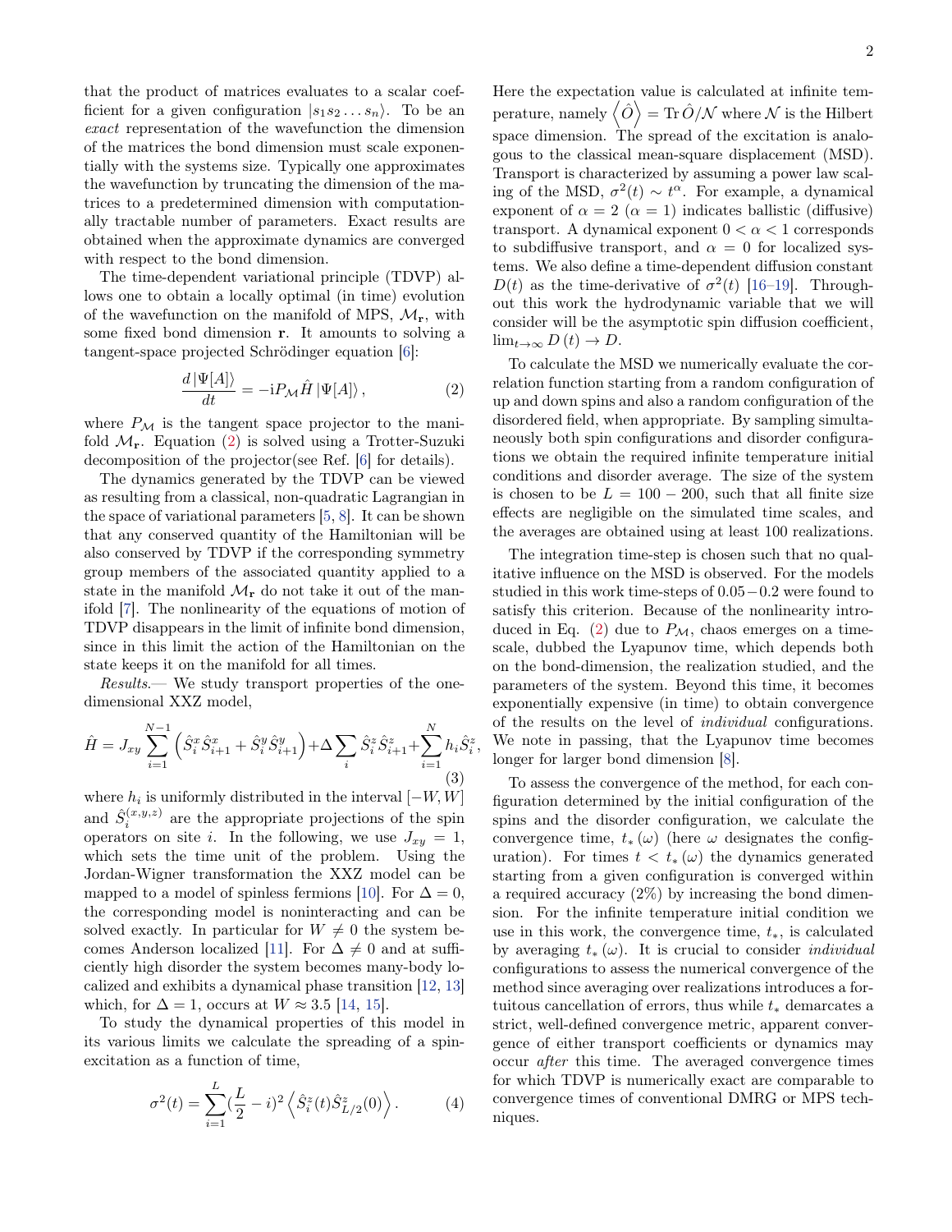that the product of matrices evaluates to a scalar coefficient for a given configuration $|s_1 s_2 \ldots s_n\rangle$. To be an *exact* representation of the wavefunction the dimension of the matrices the bond dimension must scale exponentially with the systems size. Typically one approximates the wavefunction by truncating the dimension of the matrices to a predetermined dimension with computationally tractable number of parameters. Exact results are obtained when the approximate dynamics are converged with respect to the bond dimension.

The time-dependent variational principle (TDVP) allows one to obtain a locally optimal (in time) evolution of the wavefunction on the manifold of MPS, $\mathcal{M}_{\mathbf{r}}$, with some fixed bond dimension $\mathbf{r}$. It amounts to solving a tangent-space projected Schrödinger equation [6]:

$$\frac{d\,|\Psi[A]\rangle}{dt} = -\mathrm{i}P_{\mathcal{M}}\hat{H}\,|\Psi[A]\rangle\,, \tag{2}$$

where $P_{\mathcal{M}}$ is the tangent space projector to the manifold $\mathcal{M}_{\mathbf{r}}$. Equation (2) is solved using a Trotter-Suzuki decomposition of the projector(see Ref. [6] for details).

The dynamics generated by the TDVP can be viewed as resulting from a classical, non-quadratic Lagrangian in the space of variational parameters [5, 8]. It can be shown that any conserved quantity of the Hamiltonian will be also conserved by TDVP if the corresponding symmetry group members of the associated quantity applied to a state in the manifold $\mathcal{M}_{\mathbf{r}}$ do not take it out of the manifold [7]. The nonlinearity of the equations of motion of TDVP disappears in the limit of infinite bond dimension, since in this limit the action of the Hamiltonian on the state keeps it on the manifold for all times.

*Results.*— We study transport properties of the one-dimensional XXZ model,

$$\hat{H} = J_{xy}\sum_{i=1}^{N-1}\left(\hat{S}_i^x\hat{S}_{i+1}^x + \hat{S}_i^y\hat{S}_{i+1}^y\right) + \Delta\sum_i \hat{S}_i^z\hat{S}_{i+1}^z + \sum_{i=1}^{N} h_i\hat{S}_i^z\,, \tag{3}$$

where $h_i$ is uniformly distributed in the interval $[-W, W]$ and $\hat{S}_i^{(x,y,z)}$ are the appropriate projections of the spin operators on site $i$. In the following, we use $J_{xy} = 1$, which sets the time unit of the problem. Using the Jordan-Wigner transformation the XXZ model can be mapped to a model of spinless fermions [10]. For $\Delta = 0$, the corresponding model is noninteracting and can be solved exactly. In particular for $W \neq 0$ the system becomes Anderson localized [11]. For $\Delta \neq 0$ and at sufficiently high disorder the system becomes many-body localized and exhibits a dynamical phase transition [12, 13] which, for $\Delta = 1$, occurs at $W \approx 3.5$ [14, 15].

To study the dynamical properties of this model in its various limits we calculate the spreading of a spin-excitation as a function of time,

$$\sigma^2(t) = \sum_{i=1}^{L}\left(\frac{L}{2} - i\right)^2\left\langle \hat{S}_i^z(t)\hat{S}_{L/2}^z(0)\right\rangle. \tag{4}$$

Here the expectation value is calculated at infinite temperature, namely $\left\langle \hat{O}\right\rangle = \mathrm{Tr}\,\hat{O}/\mathcal{N}$ where $\mathcal{N}$ is the Hilbert space dimension. The spread of the excitation is analogous to the classical mean-square displacement (MSD). Transport is characterized by assuming a power law scaling of the MSD, $\sigma^2(t) \sim t^{\alpha}$. For example, a dynamical exponent of $\alpha = 2$ ($\alpha = 1$) indicates ballistic (diffusive) transport. A dynamical exponent $0 < \alpha < 1$ corresponds to subdiffusive transport, and $\alpha = 0$ for localized systems. We also define a time-dependent diffusion constant $D(t)$ as the time-derivative of $\sigma^2(t)$ [16–19]. Throughout this work the hydrodynamic variable that we will consider will be the asymptotic spin diffusion coefficient, $\lim_{t\to\infty} D(t) \to D$.

To calculate the MSD we numerically evaluate the correlation function starting from a random configuration of up and down spins and also a random configuration of the disordered field, when appropriate. By sampling simultaneously both spin configurations and disorder configurations we obtain the required infinite temperature initial conditions and disorder average. The size of the system is chosen to be $L = 100 - 200$, such that all finite size effects are negligible on the simulated time scales, and the averages are obtained using at least 100 realizations.

The integration time-step is chosen such that no qualitative influence on the MSD is observed. For the models studied in this work time-steps of $0.05 - 0.2$ were found to satisfy this criterion. Because of the nonlinearity introduced in Eq. (2) due to $P_{\mathcal{M}}$, chaos emerges on a time-scale, dubbed the Lyapunov time, which depends both on the bond-dimension, the realization studied, and the parameters of the system. Beyond this time, it becomes exponentially expensive (in time) to obtain convergence of the results on the level of *individual* configurations. We note in passing, that the Lyapunov time becomes longer for larger bond dimension [8].

To assess the convergence of the method, for each configuration determined by the initial configuration of the spins and the disorder configuration, we calculate the convergence time, $t_*(\omega)$ (here $\omega$ designates the configuration). For times $t < t_*(\omega)$ the dynamics generated starting from a given configuration is converged within a required accuracy (2%) by increasing the bond dimension. For the infinite temperature initial condition we use in this work, the convergence time, $t_*$, is calculated by averaging $t_*(\omega)$. It is crucial to consider *individual* configurations to assess the numerical convergence of the method since averaging over realizations introduces a fortuitous cancellation of errors, thus while $t_*$ demarcates a strict, well-defined convergence metric, apparent convergence of either transport coefficients or dynamics may occur *after* this time. The averaged convergence times for which TDVP is numerically exact are comparable to convergence times of conventional DMRG or MPS techniques.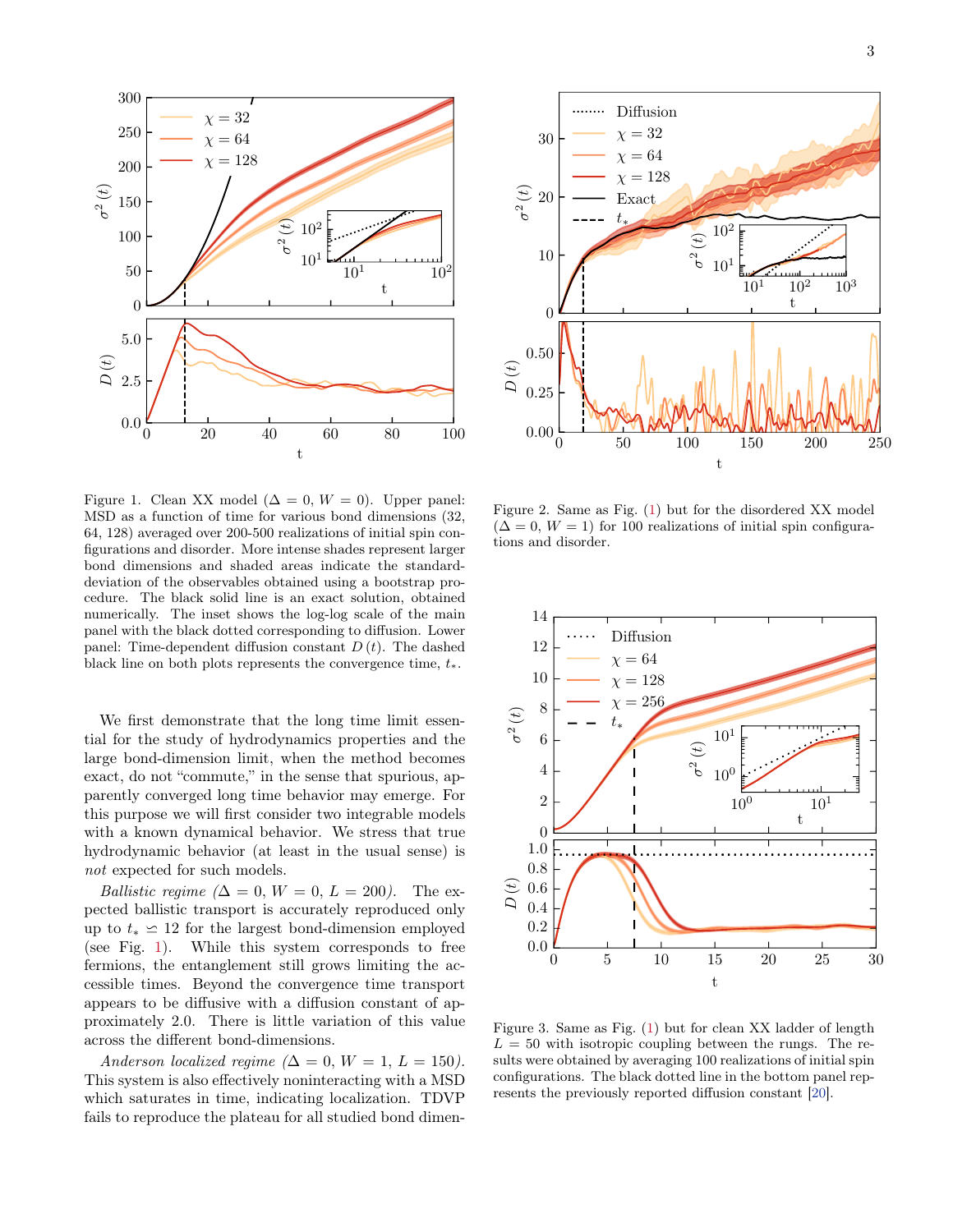Figure 1. Clean XX model ($\Delta = 0$, $W = 0$). Upper panel: MSD as a function of time for various bond dimensions (32, 64, 128) averaged over 200-500 realizations of initial spin configurations and disorder. More intense shades represent larger bond dimensions and shaded areas indicate the standard-deviation of the observables obtained using a bootstrap procedure. The black solid line is an exact solution, obtained numerically. The inset shows the log-log scale of the main panel with the black dotted corresponding to diffusion. Lower panel: Time-dependent diffusion constant $D(t)$. The dashed black line on both plots represents the convergence time, $t_*$.

We first demonstrate that the long time limit essential for the study of hydrodynamics properties and the large bond-dimension limit, when the method becomes exact, do not "commute," in the sense that spurious, apparently converged long time behavior may emerge. For this purpose we will first consider two integrable models with a known dynamical behavior. We stress that true hydrodynamic behavior (at least in the usual sense) is *not* expected for such models.

*Ballistic regime ($\Delta = 0$, $W = 0$, $L = 200$).* The expected ballistic transport is accurately reproduced only up to $t_* \simeq 12$ for the largest bond-dimension employed (see Fig. 1). While this system corresponds to free fermions, the entanglement still grows limiting the accessible times. Beyond the convergence time transport appears to be diffusive with a diffusion constant of approximately 2.0. There is little variation of this value across the different bond-dimensions.

*Anderson localized regime ($\Delta = 0$, $W = 1$, $L = 150$).* This system is also effectively noninteracting with a MSD which saturates in time, indicating localization. TDVP fails to reproduce the plateau for all studied bond dimen-

Figure 2. Same as Fig. (1) but for the disordered XX model ($\Delta = 0$, $W = 1$) for 100 realizations of initial spin configurations and disorder.

Figure 3. Same as Fig. (1) but for clean XX ladder of length $L = 50$ with isotropic coupling between the rungs. The results were obtained by averaging 100 realizations of initial spin configurations. The black dotted line in the bottom panel represents the previously reported diffusion constant [20].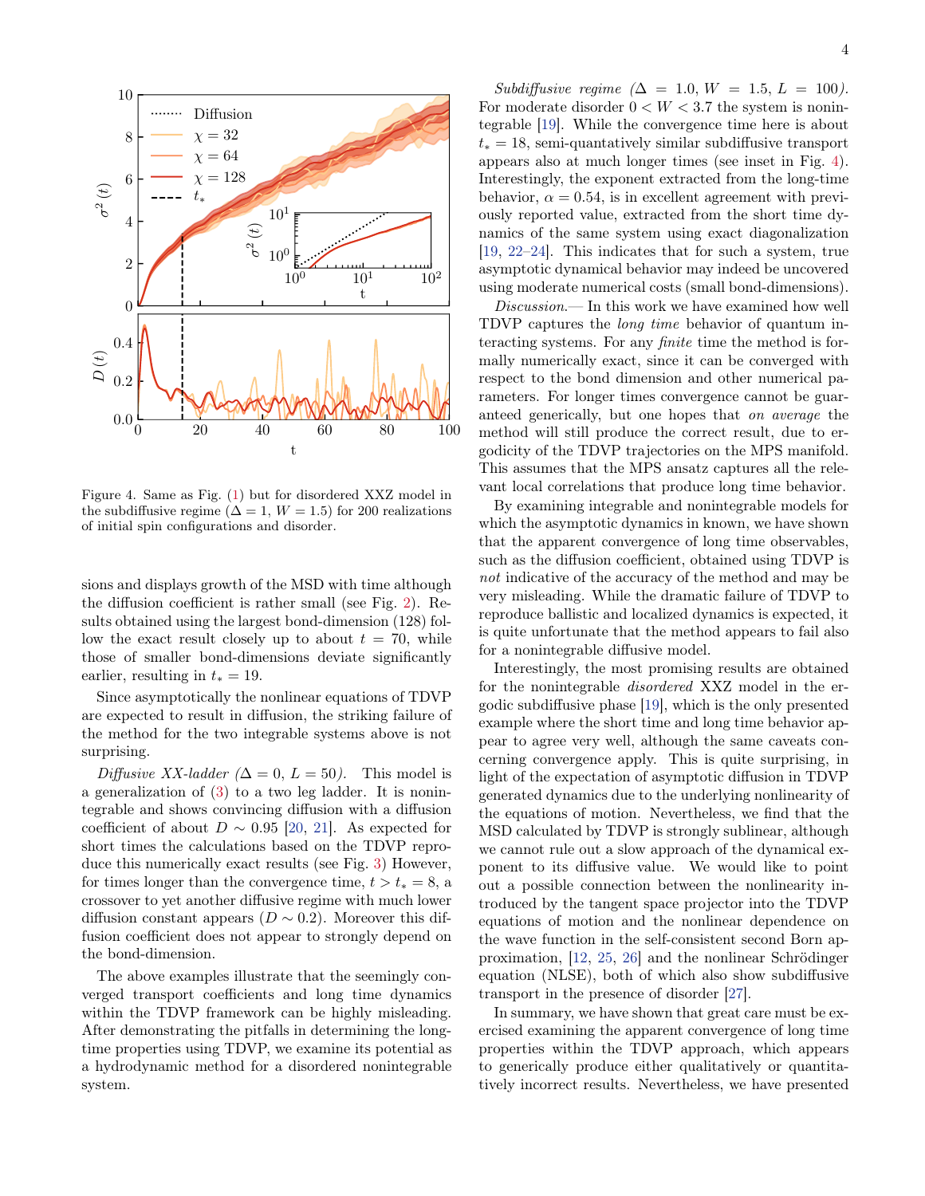Figure 4. Same as Fig. (1) but for disordered XXZ model in the subdiffusive regime ($\Delta = 1$, $W = 1.5$) for 200 realizations of initial spin configurations and disorder.

sions and displays growth of the MSD with time although the diffusion coefficient is rather small (see Fig. 2). Results obtained using the largest bond-dimension (128) follow the exact result closely up to about $t = 70$, while those of smaller bond-dimensions deviate significantly earlier, resulting in $t_* = 19$.

Since asymptotically the nonlinear equations of TDVP are expected to result in diffusion, the striking failure of the method for the two integrable systems above is not surprising.

*Diffusive XX-ladder ($\Delta = 0$, $L = 50$).* This model is a generalization of (3) to a two leg ladder. It is nonintegrable and shows convincing diffusion with a diffusion coefficient of about $D \sim 0.95$ [20, 21]. As expected for short times the calculations based on the TDVP reproduce this numerically exact results (see Fig. 3) However, for times longer than the convergence time, $t > t_* = 8$, a crossover to yet another diffusive regime with much lower diffusion constant appears ($D \sim 0.2$). Moreover this diffusion coefficient does not appear to strongly depend on the bond-dimension.

The above examples illustrate that the seemingly converged transport coefficients and long time dynamics within the TDVP framework can be highly misleading. After demonstrating the pitfalls in determining the long-time properties using TDVP, we examine its potential as a hydrodynamic method for a disordered nonintegrable system.

*Subdiffusive regime ($\Delta = 1.0$, $W = 1.5$, $L = 100$).* For moderate disorder $0 < W < 3.7$ the system is nonintegrable [19]. While the convergence time here is about $t_* = 18$, semi-quantatively similar subdiffusive transport appears also at much longer times (see inset in Fig. 4). Interestingly, the exponent extracted from the long-time behavior, $\alpha = 0.54$, is in excellent agreement with previously reported value, extracted from the short time dynamics of the same system using exact diagonalization [19, 22–24]. This indicates that for such a system, true asymptotic dynamical behavior may indeed be uncovered using moderate numerical costs (small bond-dimensions).

*Discussion.*— In this work we have examined how well TDVP captures the *long time* behavior of quantum interacting systems. For any *finite* time the method is formally numerically exact, since it can be converged with respect to the bond dimension and other numerical parameters. For longer times convergence cannot be guaranteed generically, but one hopes that *on average* the method will still produce the correct result, due to ergodicity of the TDVP trajectories on the MPS manifold. This assumes that the MPS ansatz captures all the relevant local correlations that produce long time behavior.

By examining integrable and nonintegrable models for which the asymptotic dynamics in known, we have shown that the apparent convergence of long time observables, such as the diffusion coefficient, obtained using TDVP is *not* indicative of the accuracy of the method and may be very misleading. While the dramatic failure of TDVP to reproduce ballistic and localized dynamics is expected, it is quite unfortunate that the method appears to fail also for a nonintegrable diffusive model.

Interestingly, the most promising results are obtained for the nonintegrable *disordered* XXZ model in the ergodic subdiffusive phase [19], which is the only presented example where the short time and long time behavior appear to agree very well, although the same caveats concerning convergence apply. This is quite surprising, in light of the expectation of asymptotic diffusion in TDVP generated dynamics due to the underlying nonlinearity of the equations of motion. Nevertheless, we find that the MSD calculated by TDVP is strongly sublinear, although we cannot rule out a slow approach of the dynamical exponent to its diffusive value. We would like to point out a possible connection between the nonlinearity introduced by the tangent space projector into the TDVP equations of motion and the nonlinear dependence on the wave function in the self-consistent second Born approximation, [12, 25, 26] and the nonlinear Schrödinger equation (NLSE), both of which also show subdiffusive transport in the presence of disorder [27].

In summary, we have shown that great care must be exercised examining the apparent convergence of long time properties within the TDVP approach, which appears to generically produce either qualitatively or quantitatively incorrect results. Nevertheless, we have presented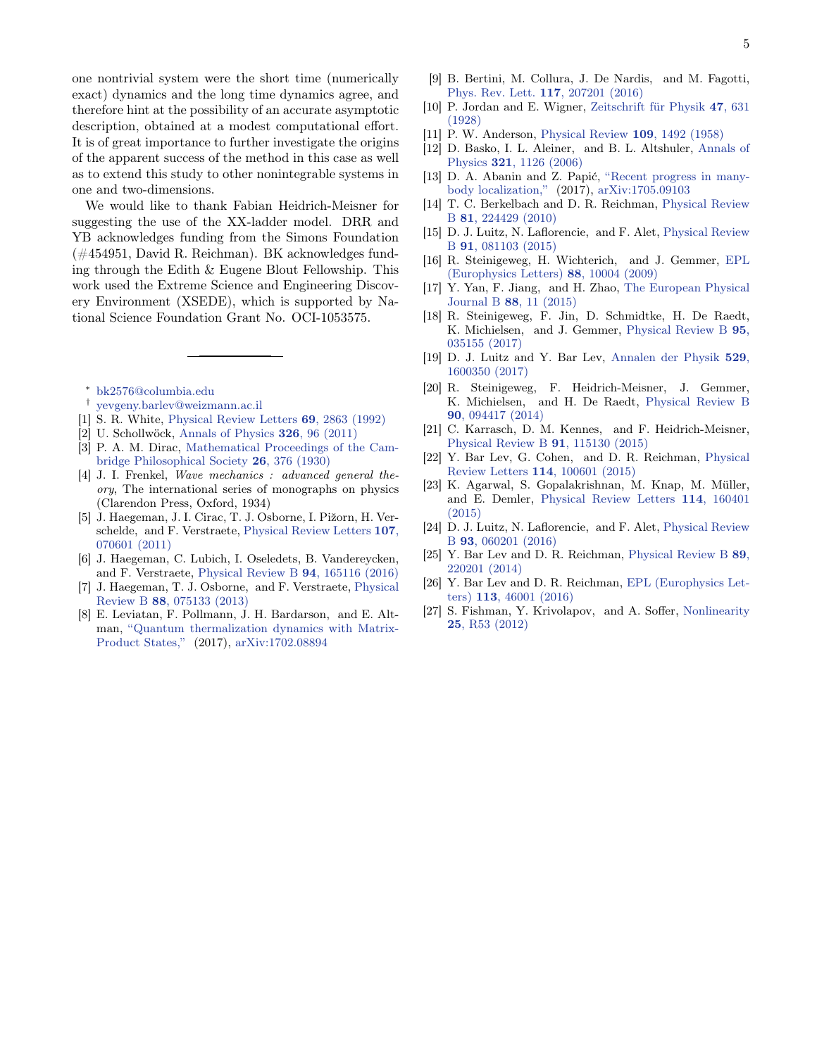one nontrivial system were the short time (numerically exact) dynamics and the long time dynamics agree, and therefore hint at the possibility of an accurate asymptotic description, obtained at a modest computational effort. It is of great importance to further investigate the origins of the apparent success of the method in this case as well as to extend this study to other nonintegrable systems in one and two-dimensions.

We would like to thank Fabian Heidrich-Meisner for suggesting the use of the XX-ladder model. DRR and YB acknowledges funding from the Simons Foundation (#454951, David R. Reichman). BK acknowledges funding through the Edith & Eugene Blout Fellowship. This work used the Extreme Science and Engineering Discovery Environment (XSEDE), which is supported by National Science Foundation Grant No. OCI-1053575.

---

- [*] bk2576@columbia.edu
- [†] yevgeny.barlev@weizmann.ac.il

[1] S. R. White, Physical Review Letters **69**, 2863 (1992)

[2] U. Schollwöck, Annals of Physics **326**, 96 (2011)

[3] P. A. M. Dirac, Mathematical Proceedings of the Cambridge Philosophical Society **26**, 376 (1930)

[4] J. I. Frenkel, *Wave mechanics : advanced general theory*, The international series of monographs on physics (Clarendon Press, Oxford, 1934)

[5] J. Haegeman, J. I. Cirac, T. J. Osborne, I. Pižorn, H. Verschelde, and F. Verstraete, Physical Review Letters **107**, 070601 (2011)

[6] J. Haegeman, C. Lubich, I. Oseledets, B. Vandereycken, and F. Verstraete, Physical Review B **94**, 165116 (2016)

[7] J. Haegeman, T. J. Osborne, and F. Verstraete, Physical Review B **88**, 075133 (2013)

[8] E. Leviatan, F. Pollmann, J. H. Bardarson, and E. Altman, "Quantum thermalization dynamics with Matrix-Product States," (2017), arXiv:1702.08894

[9] B. Bertini, M. Collura, J. De Nardis, and M. Fagotti, Phys. Rev. Lett. **117**, 207201 (2016)

[10] P. Jordan and E. Wigner, Zeitschrift für Physik **47**, 631 (1928)

[11] P. W. Anderson, Physical Review **109**, 1492 (1958)

[12] D. Basko, I. L. Aleiner, and B. L. Altshuler, Annals of Physics **321**, 1126 (2006)

[13] D. A. Abanin and Z. Papić, "Recent progress in many-body localization," (2017), arXiv:1705.09103

[14] T. C. Berkelbach and D. R. Reichman, Physical Review B **81**, 224429 (2010)

[15] D. J. Luitz, N. Laflorencie, and F. Alet, Physical Review B **91**, 081103 (2015)

[16] R. Steinigeweg, H. Wichterich, and J. Gemmer, EPL (Europhysics Letters) **88**, 10004 (2009)

[17] Y. Yan, F. Jiang, and H. Zhao, The European Physical Journal B **88**, 11 (2015)

[18] R. Steinigeweg, F. Jin, D. Schmidtke, H. De Raedt, K. Michielsen, and J. Gemmer, Physical Review B **95**, 035155 (2017)

[19] D. J. Luitz and Y. Bar Lev, Annalen der Physik **529**, 1600350 (2017)

[20] R. Steinigeweg, F. Heidrich-Meisner, J. Gemmer, K. Michielsen, and H. De Raedt, Physical Review B **90**, 094417 (2014)

[21] C. Karrasch, D. M. Kennes, and F. Heidrich-Meisner, Physical Review B **91**, 115130 (2015)

[22] Y. Bar Lev, G. Cohen, and D. R. Reichman, Physical Review Letters **114**, 100601 (2015)

[23] K. Agarwal, S. Gopalakrishnan, M. Knap, M. Müller, and E. Demler, Physical Review Letters **114**, 160401 (2015)

[24] D. J. Luitz, N. Laflorencie, and F. Alet, Physical Review B **93**, 060201 (2016)

[25] Y. Bar Lev and D. R. Reichman, Physical Review B **89**, 220201 (2014)

[26] Y. Bar Lev and D. R. Reichman, EPL (Europhysics Letters) **113**, 46001 (2016)

[27] S. Fishman, Y. Krivolapov, and A. Soffer, Nonlinearity **25**, R53 (2012)